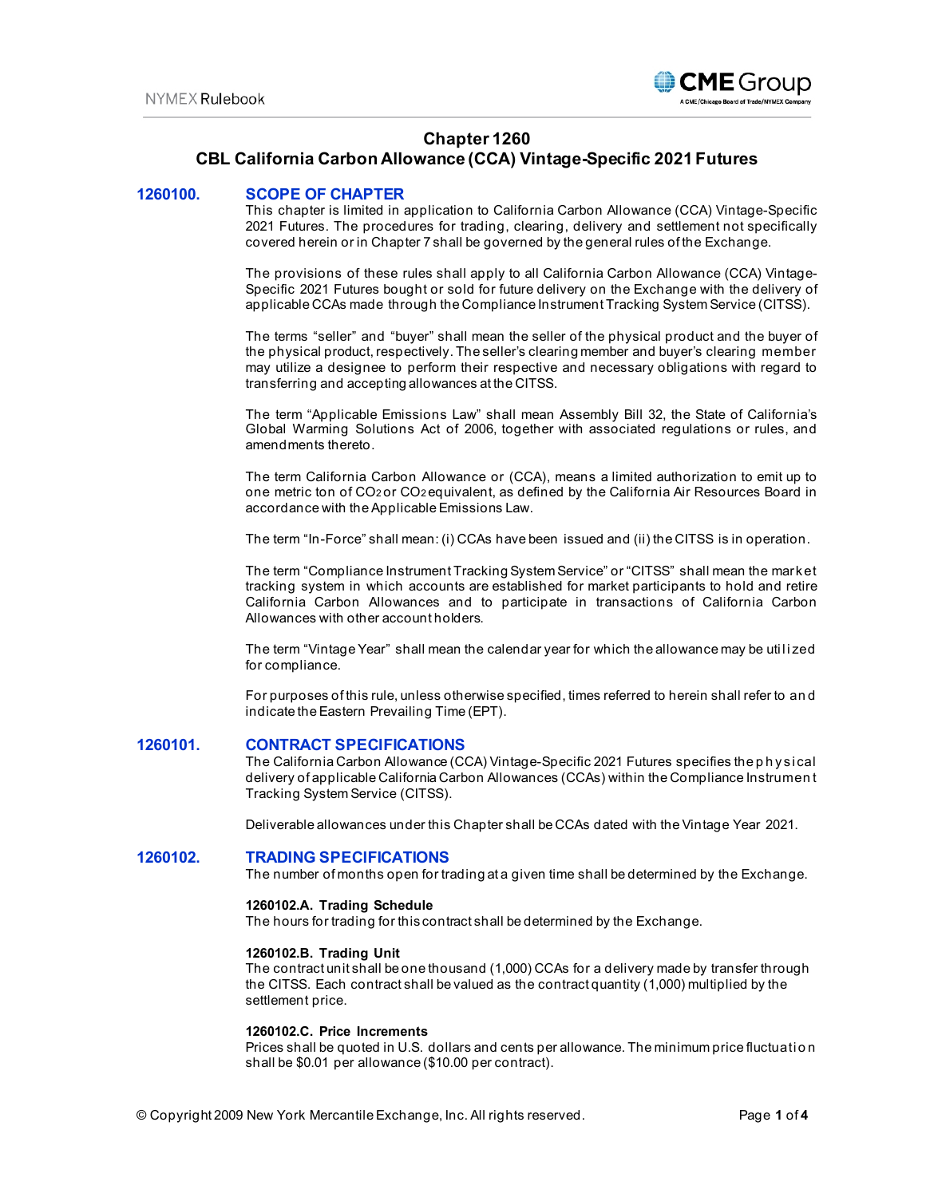# Chapter 1260
## CBL California Carbon Allowance (CCA) Vintage-Specific 2021 Futures

### 1260100. SCOPE OF CHAPTER

This chapter is limited in application to California Carbon Allowance (CCA) Vintage-Specific 2021 Futures. The procedures for trading, clearing, delivery and settlement not specifically covered herein or in Chapter 7 shall be governed by the general rules of the Exchange.

The provisions of these rules shall apply to all California Carbon Allowance (CCA) Vintage-Specific 2021 Futures bought or sold for future delivery on the Exchange with the delivery of applicable CCAs made through the Compliance Instrument Tracking System Service (CITSS).

The terms "seller" and "buyer" shall mean the seller of the physical product and the buyer of the physical product, respectively. The seller's clearing member and buyer's clearing member may utilize a designee to perform their respective and necessary obligations with regard to transferring and accepting allowances at the CITSS.

The term "Applicable Emissions Law" shall mean Assembly Bill 32, the State of California's Global Warming Solutions Act of 2006, together with associated regulations or rules, and amendments thereto.

The term California Carbon Allowance or (CCA), means a limited authorization to emit up to one metric ton of $CO_2$ or $CO_2$ equivalent, as defined by the California Air Resources Board in accordance with the Applicable Emissions Law.

The term "In-Force" shall mean: (i) CCAs have been issued and (ii) the CITSS is in operation.

The term "Compliance Instrument Tracking System Service" or "CITSS" shall mean the market tracking system in which accounts are established for market participants to hold and retire California Carbon Allowances and to participate in transactions of California Carbon Allowances with other account holders.

The term "Vintage Year" shall mean the calendar year for which the allowance may be utilized for compliance.

For purposes of this rule, unless otherwise specified, times referred to herein shall refer to and indicate the Eastern Prevailing Time (EPT).

### 1260101. CONTRACT SPECIFICATIONS

The California Carbon Allowance (CCA) Vintage-Specific 2021 Futures specifies the physical delivery of applicable California Carbon Allowances (CCAs) within the Compliance Instrument Tracking System Service (CITSS).

Deliverable allowances under this Chapter shall be CCAs dated with the Vintage Year 2021.

### 1260102. TRADING SPECIFICATIONS

The number of months open for trading at a given time shall be determined by the Exchange.

**1260102.A. Trading Schedule**

The hours for trading for this contract shall be determined by the Exchange.

**1260102.B. Trading Unit**

The contract unit shall be one thousand (1,000) CCAs for a delivery made by transfer through the CITSS. Each contract shall be valued as the contract quantity (1,000) multiplied by the settlement price.

**1260102.C. Price Increments**

Prices shall be quoted in U.S. dollars and cents per allowance. The minimum price fluctuation shall be $0.01 per allowance ($10.00 per contract).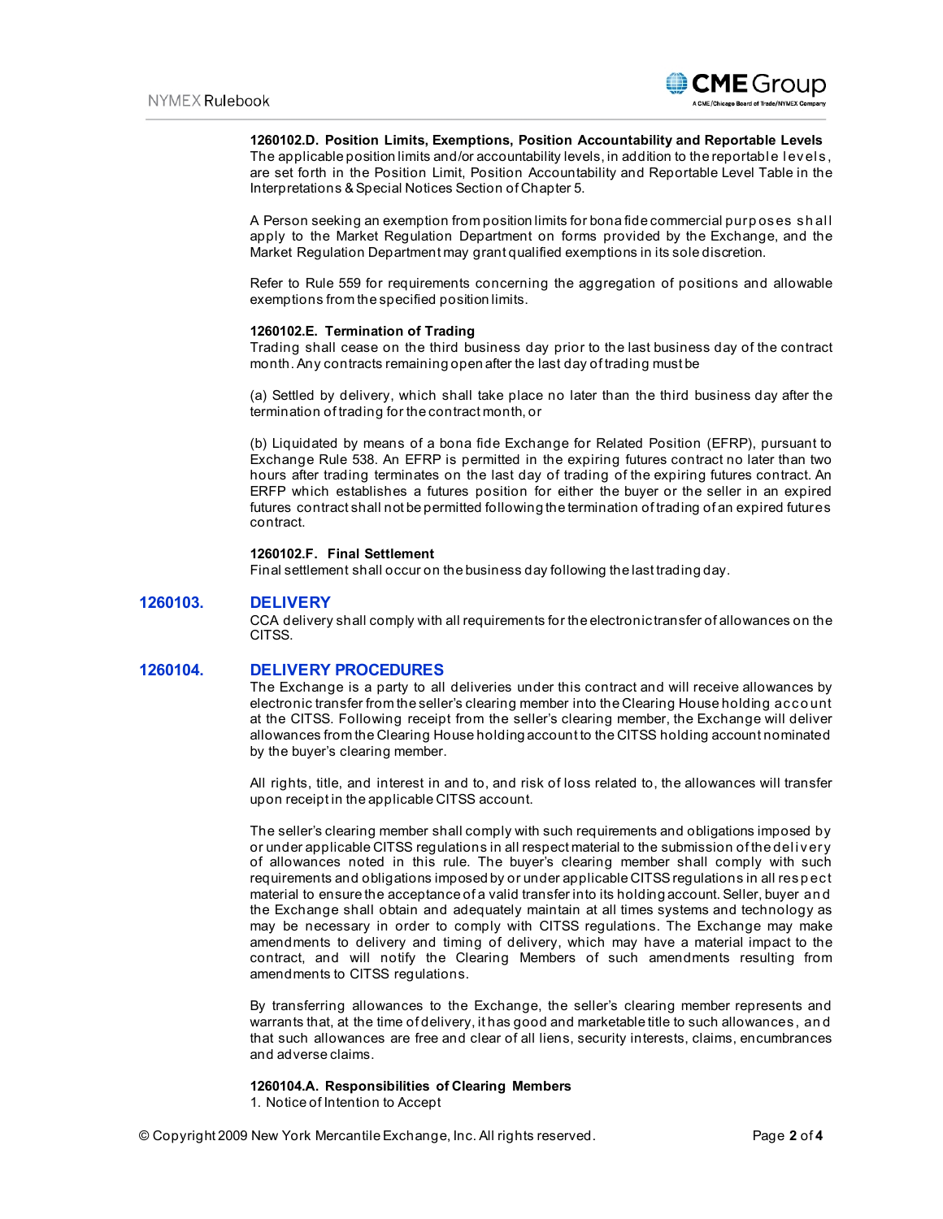**1260102.D. Position Limits, Exemptions, Position Accountability and Reportable Levels**
The applicable position limits and/or accountability levels, in addition to the reportable levels, are set forth in the Position Limit, Position Accountability and Reportable Level Table in the Interpretations & Special Notices Section of Chapter 5.

A Person seeking an exemption from position limits for bona fide commercial purposes shall apply to the Market Regulation Department on forms provided by the Exchange, and the Market Regulation Department may grant qualified exemptions in its sole discretion.

Refer to Rule 559 for requirements concerning the aggregation of positions and allowable exemptions from the specified position limits.

**1260102.E. Termination of Trading**
Trading shall cease on the third business day prior to the last business day of the contract month. Any contracts remaining open after the last day of trading must be

(a) Settled by delivery, which shall take place no later than the third business day after the termination of trading for the contract month, or

(b) Liquidated by means of a bona fide Exchange for Related Position (EFRP), pursuant to Exchange Rule 538. An EFRP is permitted in the expiring futures contract no later than two hours after trading terminates on the last day of trading of the expiring futures contract. An ERFP which establishes a futures position for either the buyer or the seller in an expired futures contract shall not be permitted following the termination of trading of an expired futures contract.

**1260102.F. Final Settlement**
Final settlement shall occur on the business day following the last trading day.

## 1260103. DELIVERY

CCA delivery shall comply with all requirements for the electronic transfer of allowances on the CITSS.

## 1260104. DELIVERY PROCEDURES

The Exchange is a party to all deliveries under this contract and will receive allowances by electronic transfer from the seller's clearing member into the Clearing House holding account at the CITSS. Following receipt from the seller's clearing member, the Exchange will deliver allowances from the Clearing House holding account to the CITSS holding account nominated by the buyer's clearing member.

All rights, title, and interest in and to, and risk of loss related to, the allowances will transfer upon receipt in the applicable CITSS account.

The seller's clearing member shall comply with such requirements and obligations imposed by or under applicable CITSS regulations in all respect material to the submission of the delivery of allowances noted in this rule. The buyer's clearing member shall comply with such requirements and obligations imposed by or under applicable CITSS regulations in all respect material to ensure the acceptance of a valid transfer into its holding account. Seller, buyer and the Exchange shall obtain and adequately maintain at all times systems and technology as may be necessary in order to comply with CITSS regulations. The Exchange may make amendments to delivery and timing of delivery, which may have a material impact to the contract, and will notify the Clearing Members of such amendments resulting from amendments to CITSS regulations.

By transferring allowances to the Exchange, the seller's clearing member represents and warrants that, at the time of delivery, it has good and marketable title to such allowances, and that such allowances are free and clear of all liens, security interests, claims, encumbrances and adverse claims.

**1260104.A. Responsibilities of Clearing Members**
1. Notice of Intention to Accept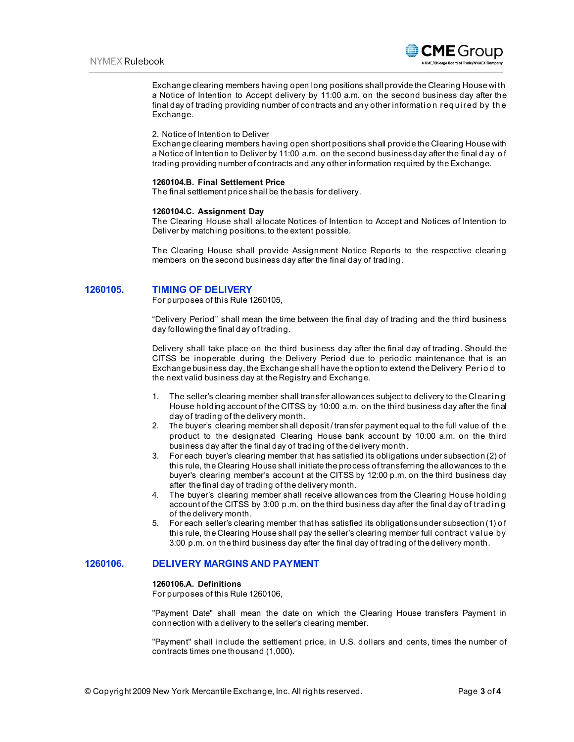Exchange clearing members having open long positions shall provide the Clearing House with a Notice of Intention to Accept delivery by 11:00 a.m. on the second business day after the final day of trading providing number of contracts and any other information required by the Exchange.

2. Notice of Intention to Deliver
Exchange clearing members having open short positions shall provide the Clearing House with a Notice of Intention to Deliver by 11:00 a.m. on the second business day after the final day of trading providing number of contracts and any other information required by the Exchange.

**1260104.B. Final Settlement Price**
The final settlement price shall be the basis for delivery.

**1260104.C. Assignment Day**
The Clearing House shall allocate Notices of Intention to Accept and Notices of Intention to Deliver by matching positions, to the extent possible.

The Clearing House shall provide Assignment Notice Reports to the respective clearing members on the second business day after the final day of trading.

## 1260105. TIMING OF DELIVERY

For purposes of this Rule 1260105,

"Delivery Period" shall mean the time between the final day of trading and the third business day following the final day of trading.

Delivery shall take place on the third business day after the final day of trading. Should the CITSS be inoperable during the Delivery Period due to periodic maintenance that is an Exchange business day, the Exchange shall have the option to extend the Delivery Period to the next valid business day at the Registry and Exchange.

1. The seller's clearing member shall transfer allowances subject to delivery to the Clearing House holding account of the CITSS by 10:00 a.m. on the third business day after the final day of trading of the delivery month.
2. The buyer's clearing member shall deposit / transfer payment equal to the full value of the product to the designated Clearing House bank account by 10:00 a.m. on the third business day after the final day of trading of the delivery month.
3. For each buyer's clearing member that has satisfied its obligations under subsection (2) of this rule, the Clearing House shall initiate the process of transferring the allowances to the buyer's clearing member's account at the CITSS by 12:00 p.m. on the third business day after the final day of trading of the delivery month.
4. The buyer's clearing member shall receive allowances from the Clearing House holding account of the CITSS by 3:00 p.m. on the third business day after the final day of trading of the delivery month.
5. For each seller's clearing member that has satisfied its obligations under subsection (1) of this rule, the Clearing House shall pay the seller's clearing member full contract value by 3:00 p.m. on the third business day after the final day of trading of the delivery month.

## 1260106. DELIVERY MARGINS AND PAYMENT

**1260106.A. Definitions**
For purposes of this Rule 1260106,

"Payment Date" shall mean the date on which the Clearing House transfers Payment in connection with a delivery to the seller's clearing member.

"Payment" shall include the settlement price, in U.S. dollars and cents, times the number of contracts times one thousand (1,000).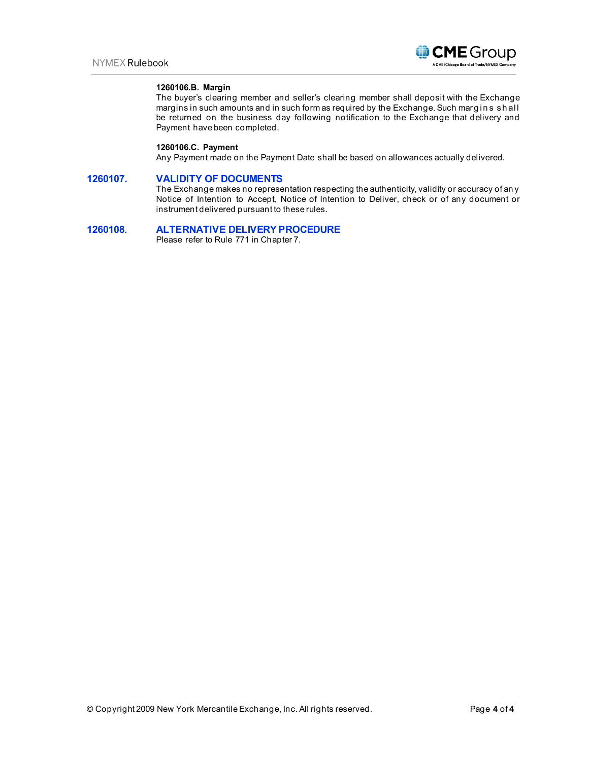**1260106.B. Margin**

The buyer's clearing member and seller's clearing member shall deposit with the Exchange margins in such amounts and in such form as required by the Exchange. Such margins shall be returned on the business day following notification to the Exchange that delivery and Payment have been completed.

**1260106.C. Payment**

Any Payment made on the Payment Date shall be based on allowances actually delivered.

## 1260107. VALIDITY OF DOCUMENTS

The Exchange makes no representation respecting the authenticity, validity or accuracy of any Notice of Intention to Accept, Notice of Intention to Deliver, check or of any document or instrument delivered pursuant to these rules.

## 1260108. ALTERNATIVE DELIVERY PROCEDURE

Please refer to Rule 771 in Chapter 7.